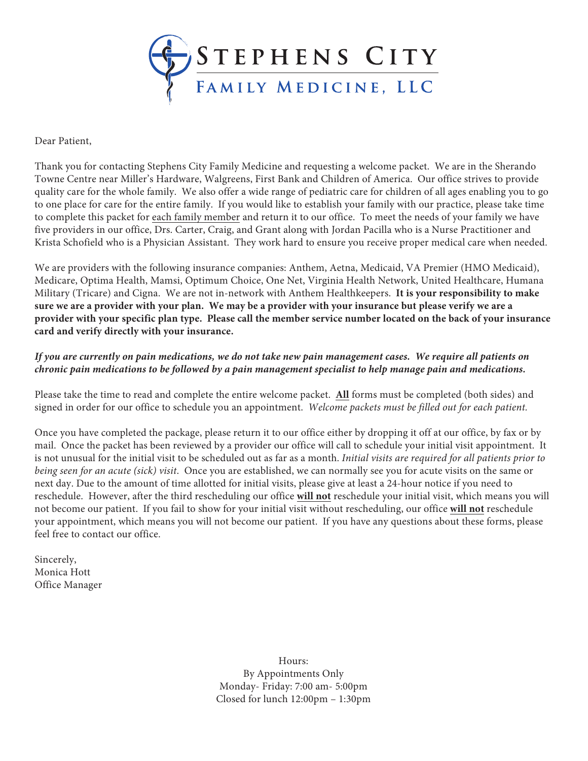# Stephens City Family Medicine, LLC

Dear Patient,

Thank you for contacting Stephens City Family Medicine and requesting a welcome packet. We are in the Sherando Towne Centre near Miller's Hardware, Walgreens, First Bank and Children of America. Our office strives to provide quality care for the whole family. We also offer a wide range of pediatric care for children of all ages enabling you to go to one place for care for the entire family. If you would like to establish your family with our practice, please take time to complete this packet for each family member and return it to our office. To meet the needs of your family we have five providers in our office, Drs. Carter, Craig, and Grant along with Jordan Pacilla who is a Nurse Practitioner and Krista Schofield who is a Physician Assistant. They work hard to ensure you receive proper medical care when needed.

We are providers with the following insurance companies: Anthem, Aetna, Medicaid, VA Premier (HMO Medicaid), Medicare, Optima Health, Mamsi, Optimum Choice, One Net, Virginia Health Network, United Healthcare, Humana Military (Tricare) and Cigna. We are not in-network with Anthem Healthkeepers. **It is your responsibility to make sure we are a provider with your plan. We may be a provider with your insurance but please verify we are a provider with your specific plan type. Please call the member service number located on the back of your insurance card and verify directly with your insurance.**

***If you are currently on pain medications, we do not take new pain management cases. We require all patients on chronic pain medications to be followed by a pain management specialist to help manage pain and medications.***

Please take the time to read and complete the entire welcome packet. **All** forms must be completed (both sides) and signed in order for our office to schedule you an appointment. *Welcome packets must be filled out for each patient.*

Once you have completed the package, please return it to our office either by dropping it off at our office, by fax or by mail. Once the packet has been reviewed by a provider our office will call to schedule your initial visit appointment. It is not unusual for the initial visit to be scheduled out as far as a month. *Initial visits are required for all patients prior to being seen for an acute (sick) visit.* Once you are established, we can normally see you for acute visits on the same or next day. Due to the amount of time allotted for initial visits, please give at least a 24-hour notice if you need to reschedule. However, after the third rescheduling our office **will not** reschedule your initial visit, which means you will not become our patient. If you fail to show for your initial visit without rescheduling, our office **will not** reschedule your appointment, which means you will not become our patient. If you have any questions about these forms, please feel free to contact our office.

Sincerely,
Monica Hott
Office Manager

Hours:
By Appointments Only
Monday- Friday: 7:00 am- 5:00pm
Closed for lunch 12:00pm – 1:30pm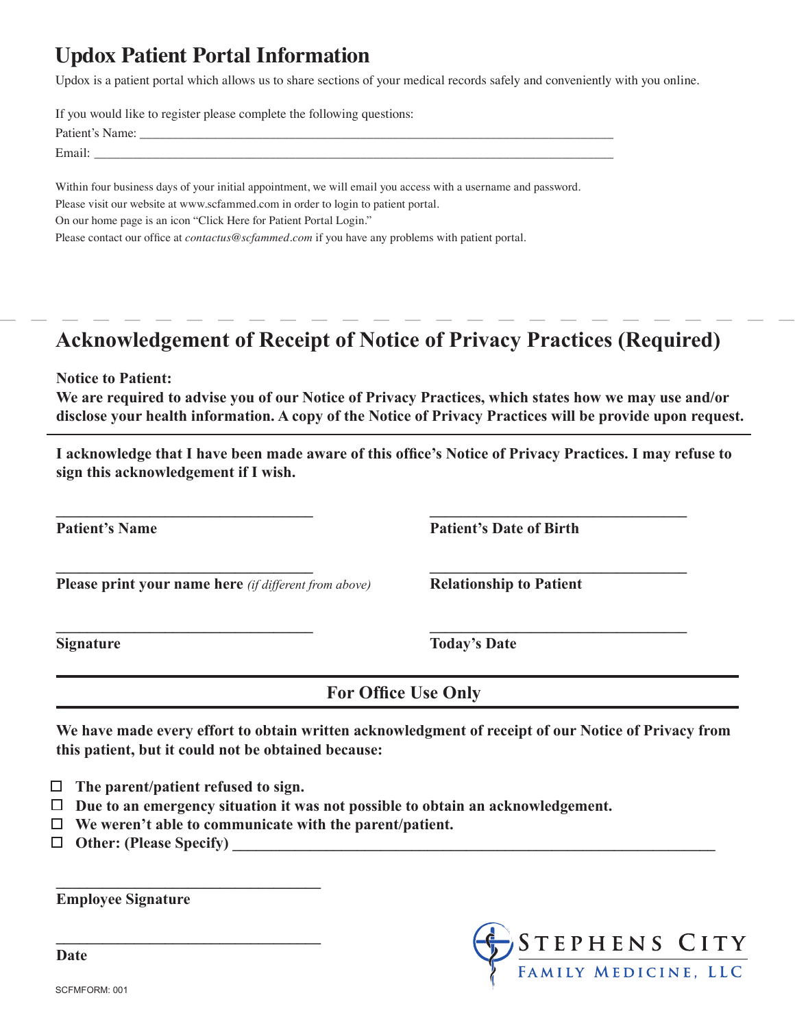# Updox Patient Portal Information

Updox is a patient portal which allows us to share sections of your medical records safely and conveniently with you online.

If you would like to register please complete the following questions:

Patient's Name: ___________________________________________________________________________

Email: ________________________________________________________________________________

Within four business days of your initial appointment, we will email you access with a username and password.
Please visit our website at www.scfammed.com in order to login to patient portal.
On our home page is an icon "Click Here for Patient Portal Login."
Please contact our office at *contactus@scfammed.com* if you have any problems with patient portal.

---

# Acknowledgement of Receipt of Notice of Privacy Practices (Required)

**Notice to Patient:**
**We are required to advise you of our Notice of Privacy Practices, which states how we may use and/or disclose your health information. A copy of the Notice of Privacy Practices will be provide upon request.**

**I acknowledge that I have been made aware of this office's Notice of Privacy Practices. I may refuse to sign this acknowledgement if I wish.**

**__________________________________** **__________________________________**
**Patient's Name** **Patient's Date of Birth**

**__________________________________** **__________________________________**
**Please print your name here** *(if different from above)* **Relationship to Patient**

**__________________________________** **__________________________________**
**Signature** **Today's Date**

## For Office Use Only

**We have made every effort to obtain written acknowledgment of receipt of our Notice of Privacy from this patient, but it could not be obtained because:**

- ☐ **The parent/patient refused to sign.**
- ☐ **Due to an emergency situation it was not possible to obtain an acknowledgement.**
- ☐ **We weren't able to communicate with the parent/patient.**
- ☐ **Other: (Please Specify) ________________________________________________________________**

**__________________________________**
**Employee Signature**

**__________________________________**
**Date**

STEPHENS CITY
FAMILY MEDICINE, LLC

SCFMFORM: 001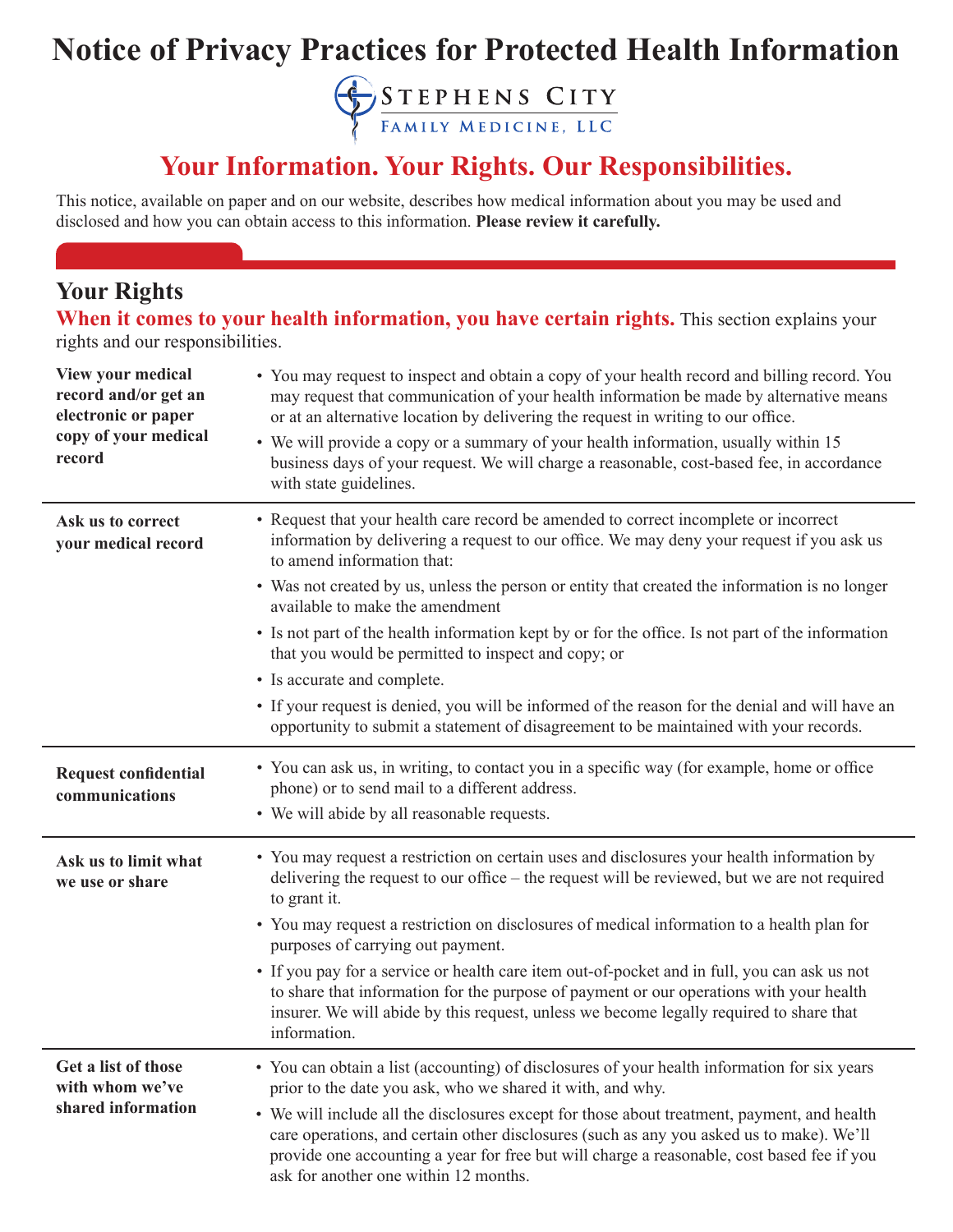# Notice of Privacy Practices for Protected Health Information

Stephens City Family Medicine, LLC

## Your Information. Your Rights. Our Responsibilities.

This notice, available on paper and on our website, describes how medical information about you may be used and disclosed and how you can obtain access to this information. **Please review it carefully.**

## Your Rights

**When it comes to your health information, you have certain rights.** This section explains your rights and our responsibilities.

| | |
|---|---|
| **View your medical record and/or get an electronic or paper copy of your medical record** | • You may request to inspect and obtain a copy of your health record and billing record. You may request that communication of your health information be made by alternative means or at an alternative location by delivering the request in writing to our office.<br>• We will provide a copy or a summary of your health information, usually within 15 business days of your request. We will charge a reasonable, cost-based fee, in accordance with state guidelines. |
| **Ask us to correct your medical record** | • Request that your health care record be amended to correct incomplete or incorrect information by delivering a request to our office. We may deny your request if you ask us to amend information that:<br>• Was not created by us, unless the person or entity that created the information is no longer available to make the amendment<br>• Is not part of the health information kept by or for the office. Is not part of the information that you would be permitted to inspect and copy; or<br>• Is accurate and complete.<br>• If your request is denied, you will be informed of the reason for the denial and will have an opportunity to submit a statement of disagreement to be maintained with your records. |
| **Request confidential communications** | • You can ask us, in writing, to contact you in a specific way (for example, home or office phone) or to send mail to a different address.<br>• We will abide by all reasonable requests. |
| **Ask us to limit what we use or share** | • You may request a restriction on certain uses and disclosures your health information by delivering the request to our office – the request will be reviewed, but we are not required to grant it.<br>• You may request a restriction on disclosures of medical information to a health plan for purposes of carrying out payment.<br>• If you pay for a service or health care item out-of-pocket and in full, you can ask us not to share that information for the purpose of payment or our operations with your health insurer. We will abide by this request, unless we become legally required to share that information. |
| **Get a list of those with whom we've shared information** | • You can obtain a list (accounting) of disclosures of your health information for six years prior to the date you ask, who we shared it with, and why.<br>• We will include all the disclosures except for those about treatment, payment, and health care operations, and certain other disclosures (such as any you asked us to make). We'll provide one accounting a year for free but will charge a reasonable, cost based fee if you ask for another one within 12 months. |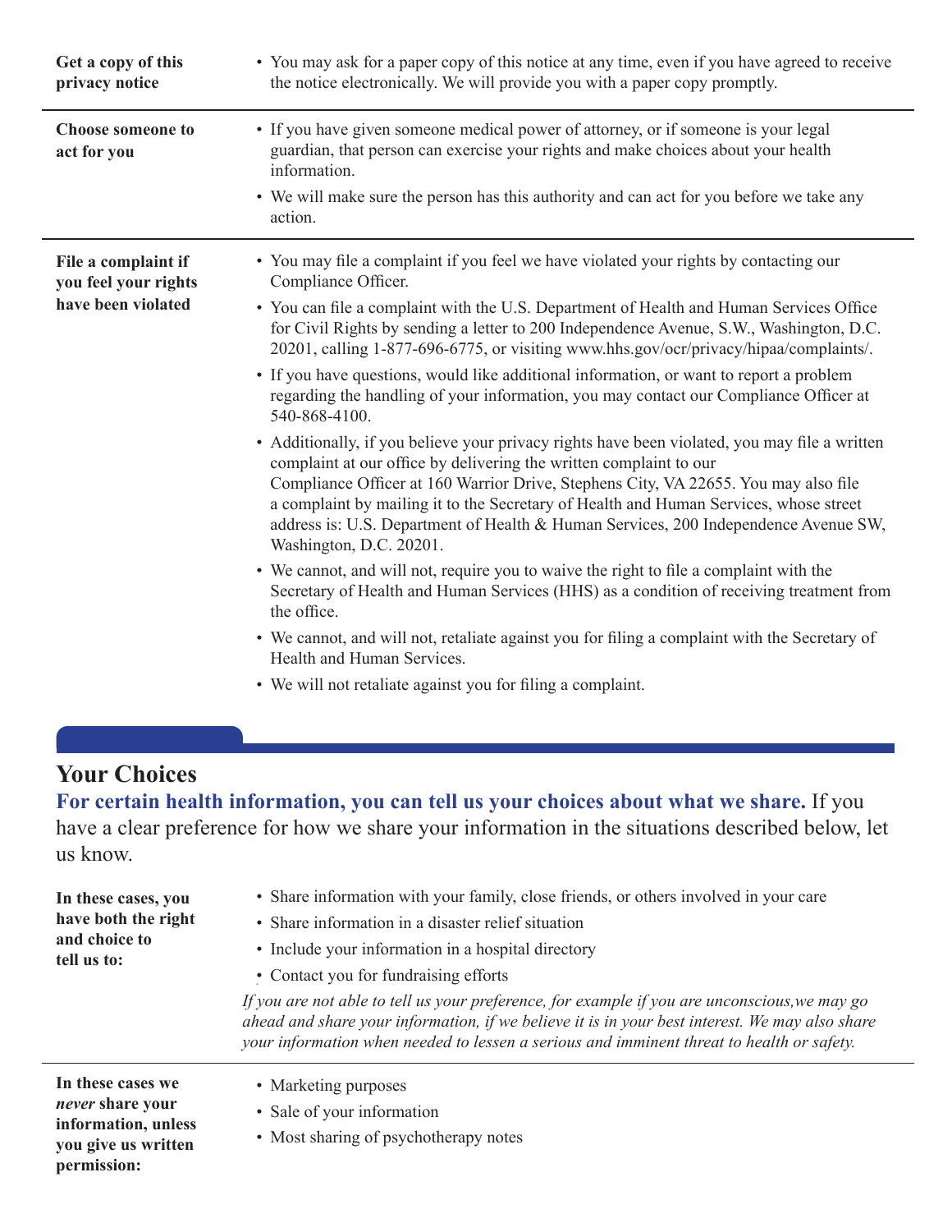| | |
|---|---|
| **Get a copy of this privacy notice** | • You may ask for a paper copy of this notice at any time, even if you have agreed to receive the notice electronically. We will provide you with a paper copy promptly. |
| **Choose someone to act for you** | • If you have given someone medical power of attorney, or if someone is your legal guardian, that person can exercise your rights and make choices about your health information.<br>• We will make sure the person has this authority and can act for you before we take any action. |
| **File a complaint if you feel your rights have been violated** | • You may file a complaint if you feel we have violated your rights by contacting our Compliance Officer.<br>• You can file a complaint with the U.S. Department of Health and Human Services Office for Civil Rights by sending a letter to 200 Independence Avenue, S.W., Washington, D.C. 20201, calling 1-877-696-6775, or visiting www.hhs.gov/ocr/privacy/hipaa/complaints/.<br>• If you have questions, would like additional information, or want to report a problem regarding the handling of your information, you may contact our Compliance Officer at 540-868-4100.<br>• Additionally, if you believe your privacy rights have been violated, you may file a written complaint at our office by delivering the written complaint to our Compliance Officer at 160 Warrior Drive, Stephens City, VA 22655. You may also file a complaint by mailing it to the Secretary of Health and Human Services, whose street address is: U.S. Department of Health & Human Services, 200 Independence Avenue SW, Washington, D.C. 20201.<br>• We cannot, and will not, require you to waive the right to file a complaint with the Secretary of Health and Human Services (HHS) as a condition of receiving treatment from the office.<br>• We cannot, and will not, retaliate against you for filing a complaint with the Secretary of Health and Human Services.<br>• We will not retaliate against you for filing a complaint. |

## Your Choices

**For certain health information, you can tell us your choices about what we share.** If you have a clear preference for how we share your information in the situations described below, let us know.

| | |
|---|---|
| **In these cases, you have both the right and choice to tell us to:** | • Share information with your family, close friends, or others involved in your care<br>• Share information in a disaster relief situation<br>• Include your information in a hospital directory<br>• Contact you for fundraising efforts<br>*If you are not able to tell us your preference, for example if you are unconscious,we may go ahead and share your information, if we believe it is in your best interest. We may also share your information when needed to lessen a serious and imminent threat to health or safety.* |
| **In these cases we *never* share your information, unless you give us written permission:** | • Marketing purposes<br>• Sale of your information<br>• Most sharing of psychotherapy notes |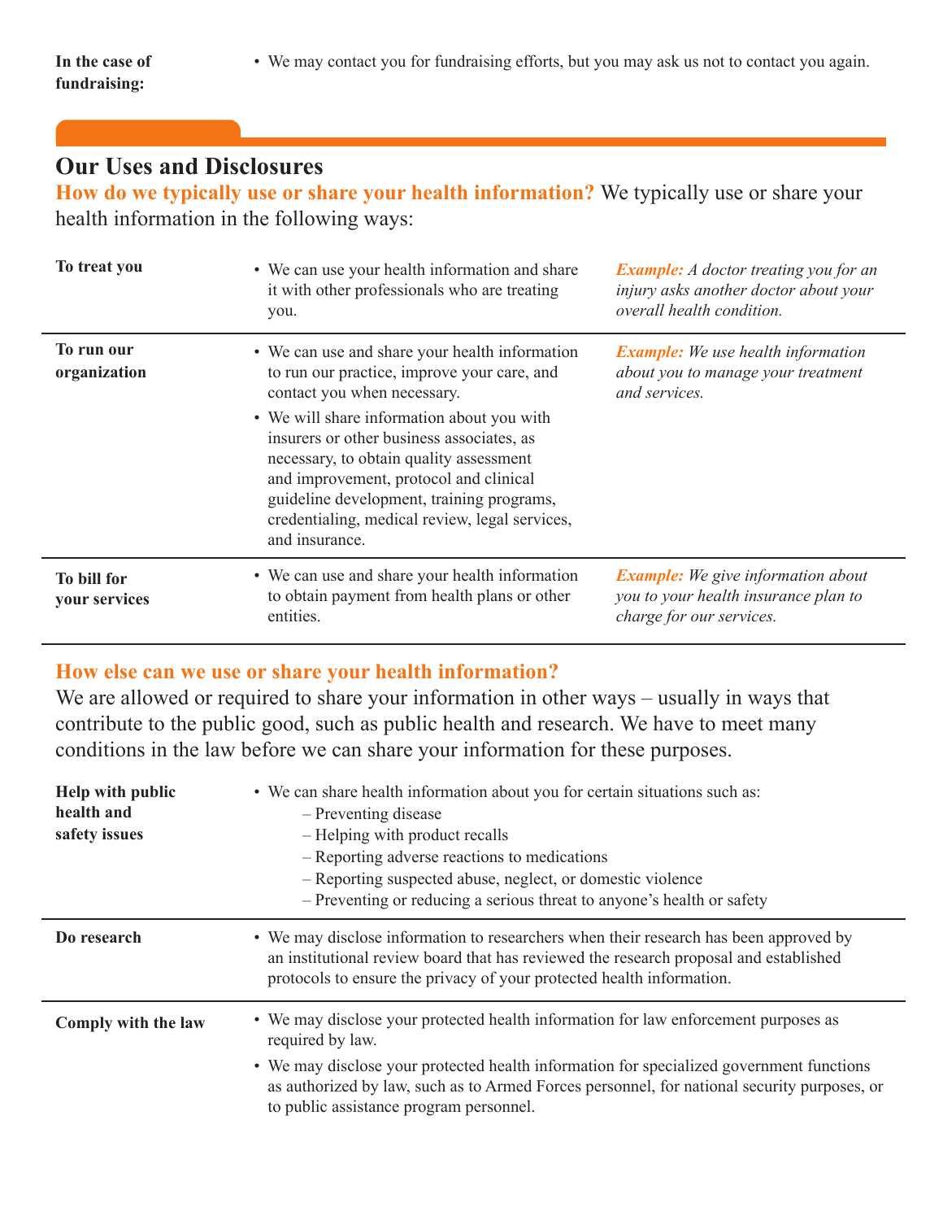| **In the case of fundraising:** | • We may contact you for fundraising efforts, but you may ask us not to contact you again. |
|---|---|

## Our Uses and Disclosures

**How do we typically use or share your health information?** We typically use or share your health information in the following ways:

| | | |
|---|---|---|
| **To treat you** | • We can use your health information and share it with other professionals who are treating you. | ***Example:*** *A doctor treating you for an injury asks another doctor about your overall health condition.* |
| **To run our organization** | • We can use and share your health information to run our practice, improve your care, and contact you when necessary.<br>• We will share information about you with insurers or other business associates, as necessary, to obtain quality assessment and improvement, protocol and clinical guideline development, training programs, credentialing, medical review, legal services, and insurance. | ***Example:*** *We use health information about you to manage your treatment and services.* |
| **To bill for your services** | • We can use and share your health information to obtain payment from health plans or other entities. | ***Example:*** *We give information about you to your health insurance plan to charge for our services.* |

**How else can we use or share your health information?**

We are allowed or required to share your information in other ways – usually in ways that contribute to the public good, such as public health and research. We have to meet many conditions in the law before we can share your information for these purposes.

| | |
|---|---|
| **Help with public health and safety issues** | • We can share health information about you for certain situations such as:<br>– Preventing disease<br>– Helping with product recalls<br>– Reporting adverse reactions to medications<br>– Reporting suspected abuse, neglect, or domestic violence<br>– Preventing or reducing a serious threat to anyone's health or safety |
| **Do research** | • We may disclose information to researchers when their research has been approved by an institutional review board that has reviewed the research proposal and established protocols to ensure the privacy of your protected health information. |
| **Comply with the law** | • We may disclose your protected health information for law enforcement purposes as required by law.<br>• We may disclose your protected health information for specialized government functions as authorized by law, such as to Armed Forces personnel, for national security purposes, or to public assistance program personnel. |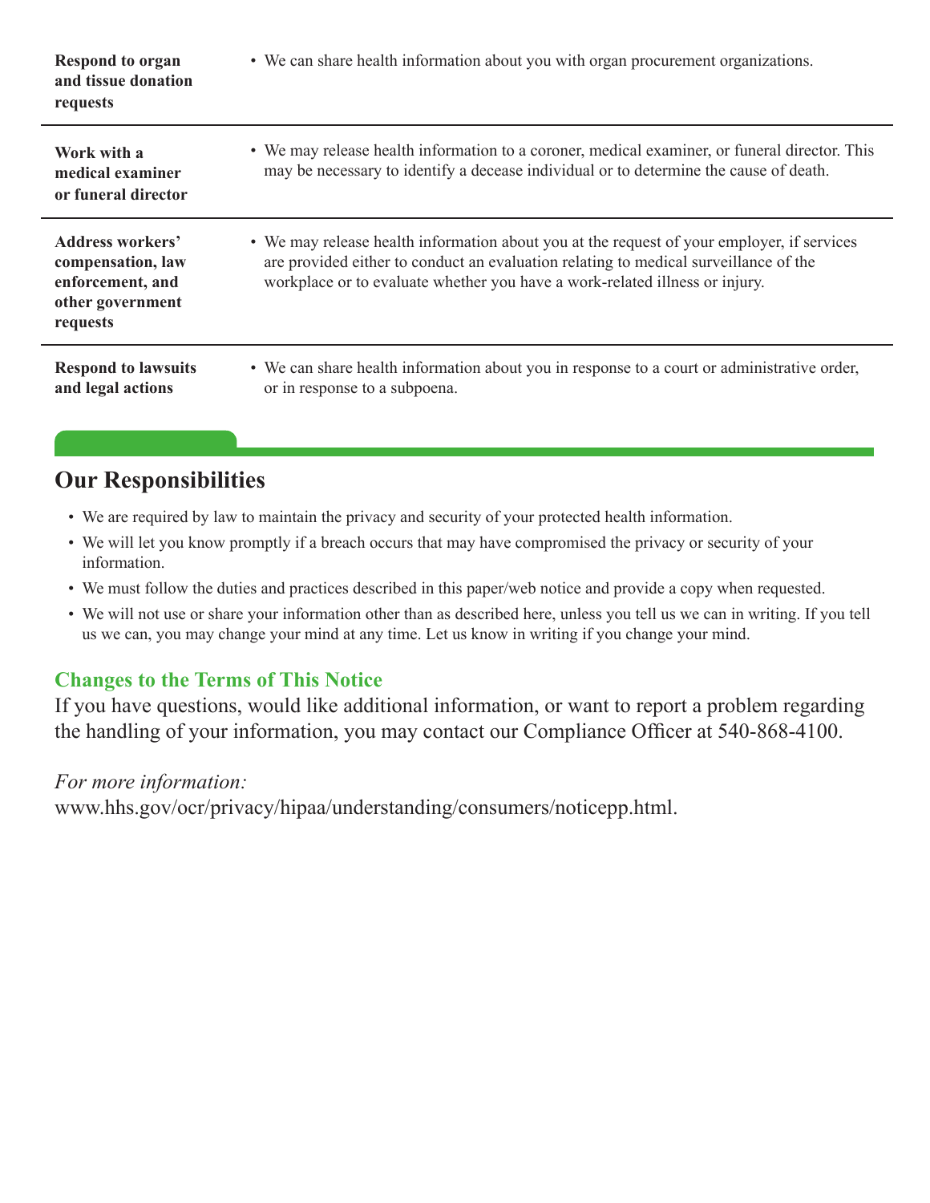| | |
|---|---|
| **Respond to organ and tissue donation requests** | • We can share health information about you with organ procurement organizations. |
| **Work with a medical examiner or funeral director** | • We may release health information to a coroner, medical examiner, or funeral director. This may be necessary to identify a decease individual or to determine the cause of death. |
| **Address workers' compensation, law enforcement, and other government requests** | • We may release health information about you at the request of your employer, if services are provided either to conduct an evaluation relating to medical surveillance of the workplace or to evaluate whether you have a work-related illness or injury. |
| **Respond to lawsuits and legal actions** | • We can share health information about you in response to a court or administrative order, or in response to a subpoena. |

## Our Responsibilities

- We are required by law to maintain the privacy and security of your protected health information.
- We will let you know promptly if a breach occurs that may have compromised the privacy or security of your information.
- We must follow the duties and practices described in this paper/web notice and provide a copy when requested.
- We will not use or share your information other than as described here, unless you tell us we can in writing. If you tell us we can, you may change your mind at any time. Let us know in writing if you change your mind.

### Changes to the Terms of This Notice

If you have questions, would like additional information, or want to report a problem regarding the handling of your information, you may contact our Compliance Officer at 540-868-4100.

*For more information:*
www.hhs.gov/ocr/privacy/hipaa/understanding/consumers/noticepp.html.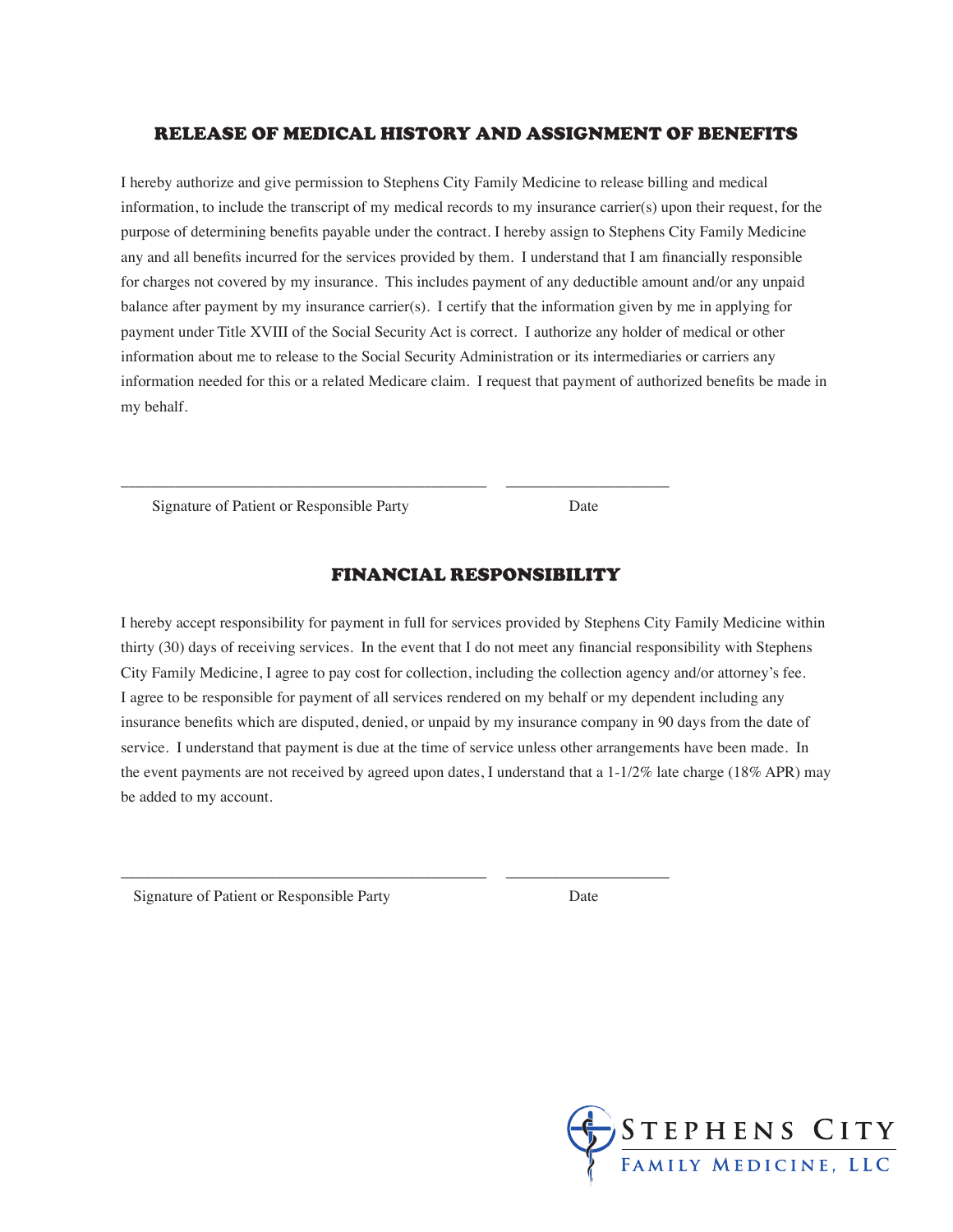## RELEASE OF MEDICAL HISTORY AND ASSIGNMENT OF BENEFITS

I hereby authorize and give permission to Stephens City Family Medicine to release billing and medical information, to include the transcript of my medical records to my insurance carrier(s) upon their request, for the purpose of determining benefits payable under the contract. I hereby assign to Stephens City Family Medicine any and all benefits incurred for the services provided by them. I understand that I am financially responsible for charges not covered by my insurance. This includes payment of any deductible amount and/or any unpaid balance after payment by my insurance carrier(s). I certify that the information given by me in applying for payment under Title XVIII of the Social Security Act is correct. I authorize any holder of medical or other information about me to release to the Social Security Administration or its intermediaries or carriers any information needed for this or a related Medicare claim. I request that payment of authorized benefits be made in my behalf.

_______________________________________________ ____________________

Signature of Patient or Responsible Party Date

## FINANCIAL RESPONSIBILITY

I hereby accept responsibility for payment in full for services provided by Stephens City Family Medicine within thirty (30) days of receiving services. In the event that I do not meet any financial responsibility with Stephens City Family Medicine, I agree to pay cost for collection, including the collection agency and/or attorney's fee. I agree to be responsible for payment of all services rendered on my behalf or my dependent including any insurance benefits which are disputed, denied, or unpaid by my insurance company in 90 days from the date of service. I understand that payment is due at the time of service unless other arrangements have been made. In the event payments are not received by agreed upon dates, I understand that a 1-1/2% late charge (18% APR) may be added to my account.

_______________________________________________ ____________________

Signature of Patient or Responsible Party Date

STEPHENS CITY
FAMILY MEDICINE, LLC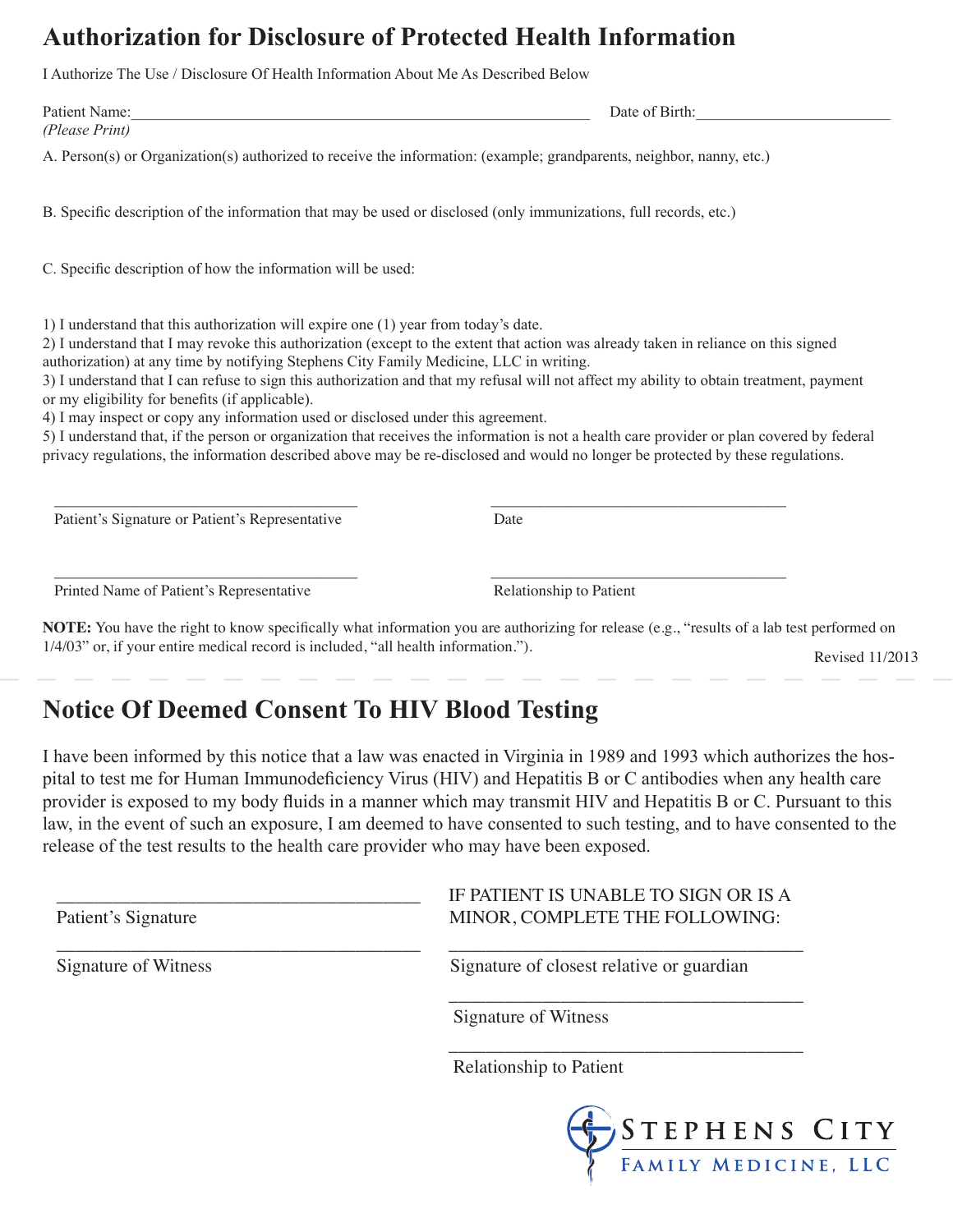# Authorization for Disclosure of Protected Health Information

I Authorize The Use / Disclosure Of Health Information About Me As Described Below

Patient Name:_____________________________________________ Date of Birth:____________________
*(Please Print)*

A. Person(s) or Organization(s) authorized to receive the information: (example; grandparents, neighbor, nanny, etc.)

B. Specific description of the information that may be used or disclosed (only immunizations, full records, etc.)

C. Specific description of how the information will be used:

1) I understand that this authorization will expire one (1) year from today's date.
2) I understand that I may revoke this authorization (except to the extent that action was already taken in reliance on this signed authorization) at any time by notifying Stephens City Family Medicine, LLC in writing.
3) I understand that I can refuse to sign this authorization and that my refusal will not affect my ability to obtain treatment, payment or my eligibility for benefits (if applicable).
4) I may inspect or copy any information used or disclosed under this agreement.
5) I understand that, if the person or organization that receives the information is not a health care provider or plan covered by federal privacy regulations, the information described above may be re-disclosed and would no longer be protected by these regulations.

______________________________ ______________________________
Patient's Signature or Patient's Representative Date

______________________________ ______________________________
Printed Name of Patient's Representative Relationship to Patient

**NOTE:** You have the right to know specifically what information you are authorizing for release (e.g., "results of a lab test performed on 1/4/03" or, if your entire medical record is included, "all health information.").

Revised 11/2013

# Notice Of Deemed Consent To HIV Blood Testing

I have been informed by this notice that a law was enacted in Virginia in 1989 and 1993 which authorizes the hospital to test me for Human Immunodeficiency Virus (HIV) and Hepatitis B or C antibodies when any health care provider is exposed to my body fluids in a manner which may transmit HIV and Hepatitis B or C. Pursuant to this law, in the event of such an exposure, I am deemed to have consented to such testing, and to have consented to the release of the test results to the health care provider who may have been exposed.

______________________________
Patient's Signature

______________________________
Signature of Witness

IF PATIENT IS UNABLE TO SIGN OR IS A MINOR, COMPLETE THE FOLLOWING:

______________________________
Signature of closest relative or guardian

______________________________
Signature of Witness

______________________________
Relationship to Patient

STEPHENS CITY
FAMILY MEDICINE, LLC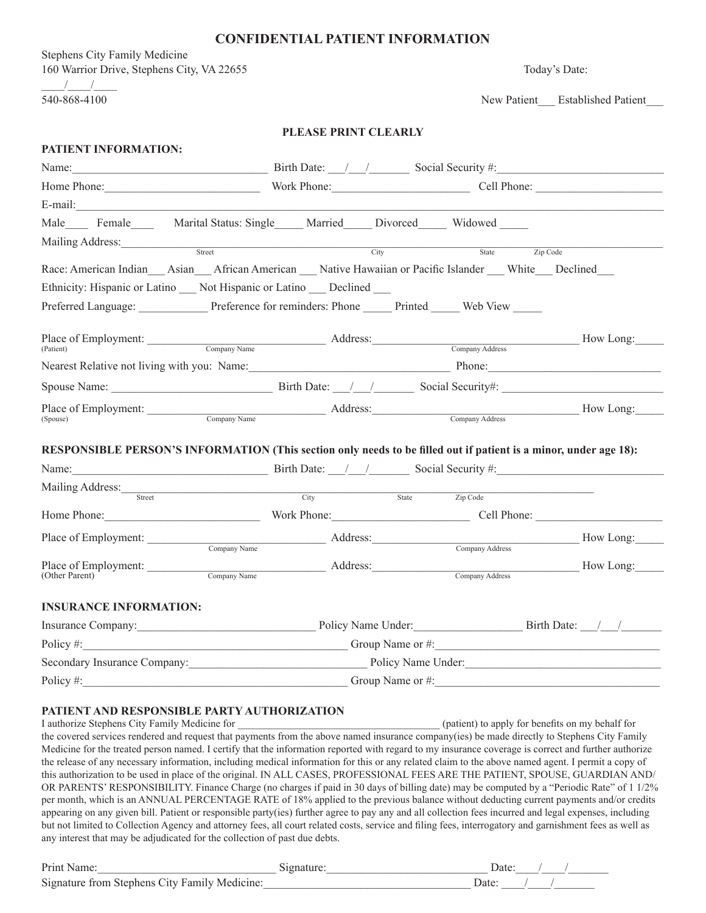# CONFIDENTIAL PATIENT INFORMATION

Stephens City Family Medicine
160 Warrior Drive, Stephens City, VA 22655 Today's Date: ____/____/____
540-868-4100 New Patient___ Established Patient___

**PLEASE PRINT CLEARLY**

**PATIENT INFORMATION:**

Name:_________________________________ Birth Date: ___/___/_______ Social Security #:____________________________

Home Phone:__________________________ Work Phone:_______________________ Cell Phone: _____________________

E-mail:______________________________________________________________________________________________

Male____ Female____ Marital Status: Single_____ Married_____ Divorced_____ Widowed _____

Mailing Address:______________________________________________________________________________________
Street City State Zip Code

Race: American Indian___ Asian___ African American ___ Native Hawaiian or Pacific Islander ___ White___ Declined___

Ethnicity: Hispanic or Latino ___ Not Hispanic or Latino ___ Declined ___

Preferred Language: ____________ Preference for reminders: Phone _____ Printed _____ Web View _____

Place of Employment: _______________________________ Address:__________________________________ How Long:_____
(Patient) Company Name Company Address

Nearest Relative not living with you: Name:_________________________________ Phone:______________________________

Spouse Name: ____________________________ Birth Date: ___/___/_______ Social Security#: ___________________________

Place of Employment: _______________________________ Address:__________________________________ How Long:_____
(Spouse) Company Name Company Address

**RESPONSIBLE PERSON'S INFORMATION (This section only needs to be filled out if patient is a minor, under age 18):**

Name:_________________________________ Birth Date: ___/___/_______ Social Security #:____________________________

Mailing Address:____________________________________________________________________________
Street City State Zip Code

Home Phone:__________________________ Work Phone:_______________________ Cell Phone: _____________________

Place of Employment: _______________________________ Address:__________________________________ How Long:_____
Company Name Company Address

Place of Employment: _______________________________ Address:__________________________________ How Long:_____
(Other Parent) Company Name Company Address

**INSURANCE INFORMATION:**

Insurance Company:_______________________________ Policy Name Under:__________________ Birth Date: ___/___/_______

Policy #:_______________________________________________ Group Name or #:_______________________________________

Secondary Insurance Company:_______________________________ Policy Name Under:___________________________________

Policy #:_______________________________________________ Group Name or #:_______________________________________

**PATIENT AND RESPONSIBLE PARTY AUTHORIZATION**

I authorize Stephens City Family Medicine for _____________________________________ (patient) to apply for benefits on my behalf for the covered services rendered and request that payments from the above named insurance company(ies) be made directly to Stephens City Family Medicine for the treated person named. I certify that the information reported with regard to my insurance coverage is correct and further authorize the release of any necessary information, including medical information for this or any related claim to the above named agent. I permit a copy of this authorization to be used in place of the original. IN ALL CASES, PROFESSIONAL FEES ARE THE PATIENT, SPOUSE, GUARDIAN AND/OR PARENTS' RESPONSIBILITY. Finance Charge (no charges if paid in 30 days of billing date) may be computed by a "Periodic Rate" of 1 1/2% per month, which is an ANNUAL PERCENTAGE RATE of 18% applied to the previous balance without deducting current payments and/or credits appearing on any given bill. Patient or responsible party(ies) further agree to pay any and all collection fees incurred and legal expenses, including but not limited to Collection Agency and attorney fees, all court related costs, service and filing fees, interrogatory and garnishment fees as well as any interest that may be adjudicated for the collection of past due debts.

Print Name:______________________________ Signature:____________________________ Date:____/____/_______

Signature from Stephens City Family Medicine:____________________________________ Date: ____/____/_______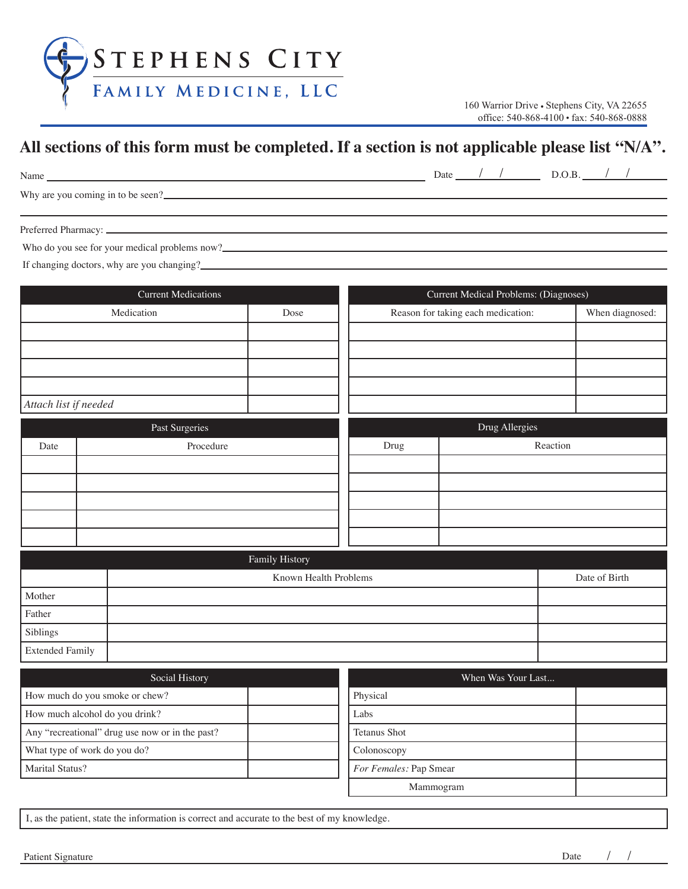# Stephens City Family Medicine, LLC

160 Warrior Drive • Stephens City, VA 22655
office: 540-868-4100 • fax: 540-868-0888

## All sections of this form must be completed. If a section is not applicable please list "N/A".

Name ______________________________ Date ___/___/_____ D.O.B. ___/___/_____

Why are you coming in to be seen? ______________________________

Preferred Pharmacy: ______________________________

Who do you see for your medical problems now? ______________________________

If changing doctors, why are you changing? ______________________________

| Current Medications | |
|---|---|
| Medication | Dose |
| | |
| | |
| | |
| | |
| *Attach list if needed* | |

| Current Medical Problems: (Diagnoses) | |
|---|---|
| Reason for taking each medication: | When diagnosed: |
| | |
| | |
| | |
| | |
| | |

| Past Surgeries | |
|---|---|
| Date | Procedure |
| | |
| | |
| | |
| | |
| | |

| Drug Allergies | |
|---|---|
| Drug | Reaction |
| | |
| | |
| | |
| | |
| | |

| Family History | | |
|---|---|---|
| | Known Health Problems | Date of Birth |
| Mother | | |
| Father | | |
| Siblings | | |
| Extended Family | | |

| Social History | |
|---|---|
| How much do you smoke or chew? | |
| How much alcohol do you drink? | |
| Any "recreational" drug use now or in the past? | |
| What type of work do you do? | |
| Marital Status? | |

| When Was Your Last... | |
|---|---|
| Physical | |
| Labs | |
| Tetanus Shot | |
| Colonoscopy | |
| *For Females:* Pap Smear | |
| Mammogram | |

I, as the patient, state the information is correct and accurate to the best of my knowledge.

Patient Signature ______________________________ Date ___/___/_____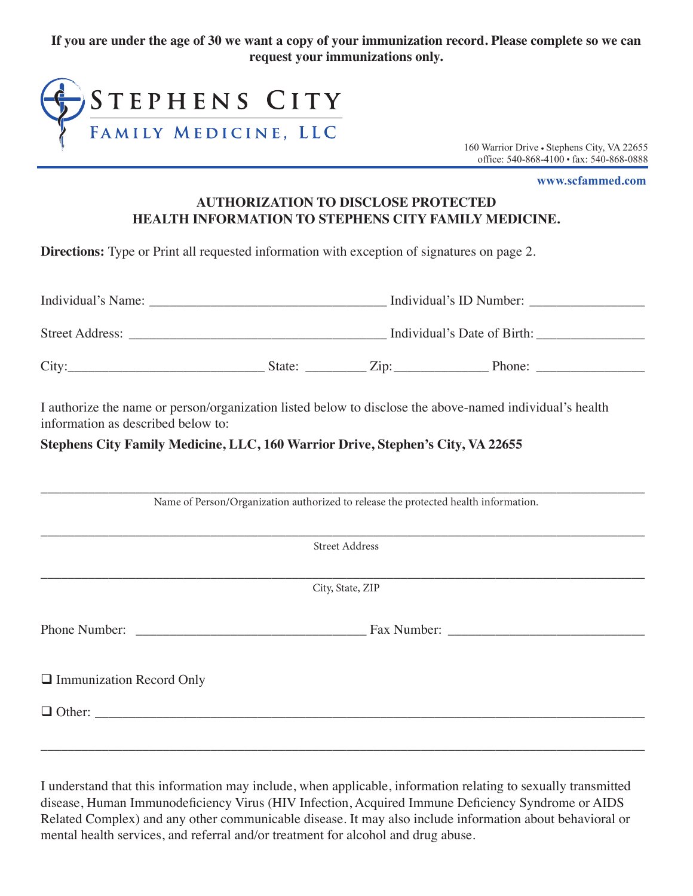**If you are under the age of 30 we want a copy of your immunization record. Please complete so we can request your immunizations only.**

# Stephens City
## Family Medicine, LLC

160 Warrior Drive • Stephens City, VA 22655
office: 540-868-4100 • fax: 540-868-0888

**www.scfammed.com**

## AUTHORIZATION TO DISCLOSE PROTECTED HEALTH INFORMATION TO STEPHENS CITY FAMILY MEDICINE.

**Directions:** Type or Print all requested information with exception of signatures on page 2.

Individual's Name: ______________________ Individual's ID Number: ______________

Street Address: ______________________ Individual's Date of Birth: ______________

City: ______________ State: ________ Zip: ____________ Phone: ______________

I authorize the name or person/organization listed below to disclose the above-named individual's health information as described below to:

**Stephens City Family Medicine, LLC, 160 Warrior Drive, Stephen's City, VA 22655**

______________________________________________

Name of Person/Organization authorized to release the protected health information.

______________________________________________

Street Address

______________________________________________

City, State, ZIP

Phone Number: ______________________ Fax Number: ______________________

☐ Immunization Record Only

☐ Other: ______________________________________________

______________________________________________

I understand that this information may include, when applicable, information relating to sexually transmitted disease, Human Immunodeficiency Virus (HIV Infection, Acquired Immune Deficiency Syndrome or AIDS Related Complex) and any other communicable disease. It may also include information about behavioral or mental health services, and referral and/or treatment for alcohol and drug abuse.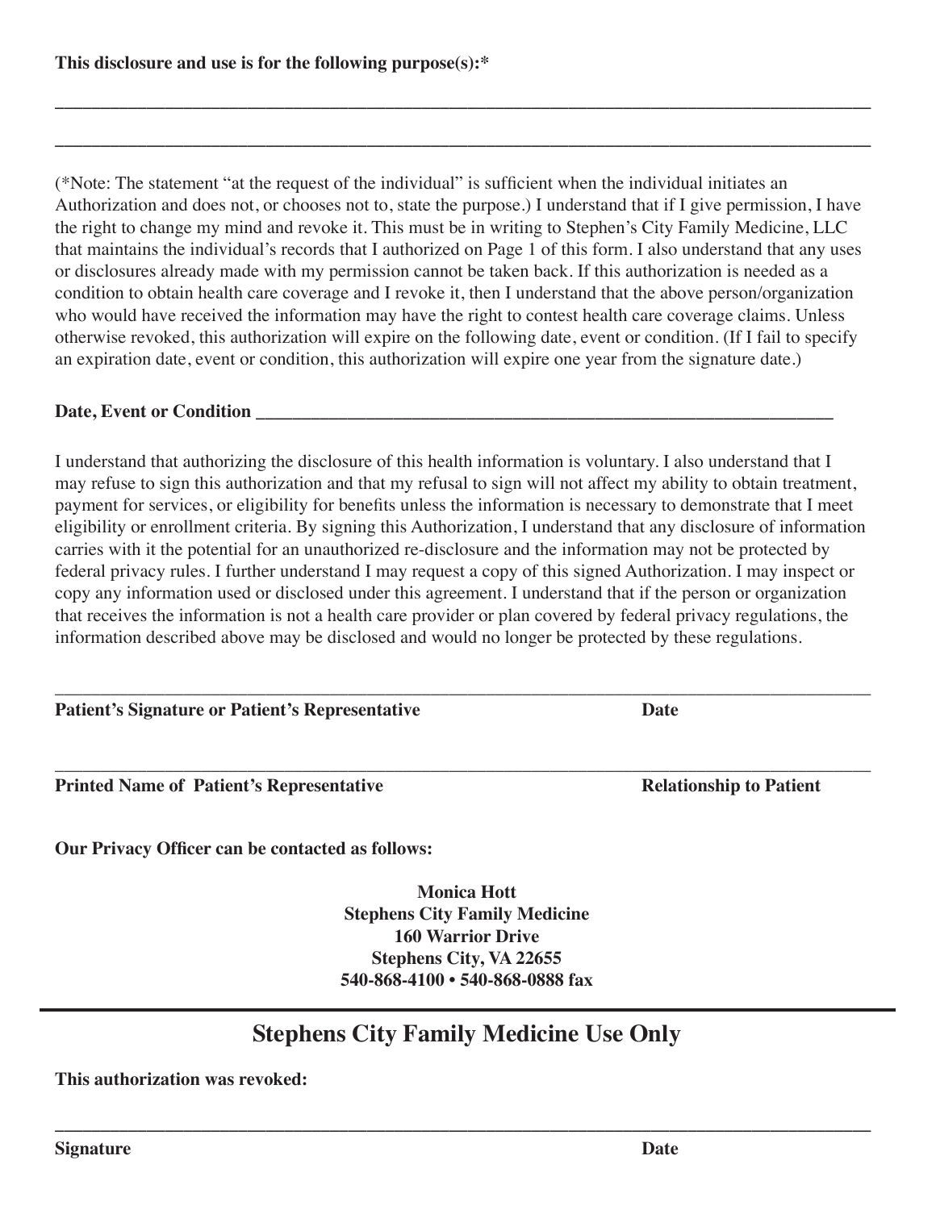**This disclosure and use is for the following purpose(s):***

_______________________________________________________________________________

_______________________________________________________________________________

(*Note: The statement "at the request of the individual" is sufficient when the individual initiates an Authorization and does not, or chooses not to, state the purpose.) I understand that if I give permission, I have the right to change my mind and revoke it. This must be in writing to Stephen's City Family Medicine, LLC that maintains the individual's records that I authorized on Page 1 of this form. I also understand that any uses or disclosures already made with my permission cannot be taken back. If this authorization is needed as a condition to obtain health care coverage and I revoke it, then I understand that the above person/organization who would have received the information may have the right to contest health care coverage claims. Unless otherwise revoked, this authorization will expire on the following date, event or condition. (If I fail to specify an expiration date, event or condition, this authorization will expire one year from the signature date.)

**Date, Event or Condition** ___________________________________________________________

I understand that authorizing the disclosure of this health information is voluntary. I also understand that I may refuse to sign this authorization and that my refusal to sign will not affect my ability to obtain treatment, payment for services, or eligibility for benefits unless the information is necessary to demonstrate that I meet eligibility or enrollment criteria. By signing this Authorization, I understand that any disclosure of information carries with it the potential for an unauthorized re-disclosure and the information may not be protected by federal privacy rules. I further understand I may request a copy of this signed Authorization. I may inspect or copy any information used or disclosed under this agreement. I understand that if the person or organization that receives the information is not a health care provider or plan covered by federal privacy regulations, the information described above may be disclosed and would no longer be protected by these regulations.

_______________________________________________________________________________

**Patient's Signature or Patient's Representative** **Date**

_______________________________________________________________________________

**Printed Name of Patient's Representative** **Relationship to Patient**

**Our Privacy Officer can be contacted as follows:**

**Monica Hott**
**Stephens City Family Medicine**
**160 Warrior Drive**
**Stephens City, VA 22655**
**540-868-4100 • 540-868-0888 fax**

---

## Stephens City Family Medicine Use Only

**This authorization was revoked:**

_______________________________________________________________________________

**Signature** **Date**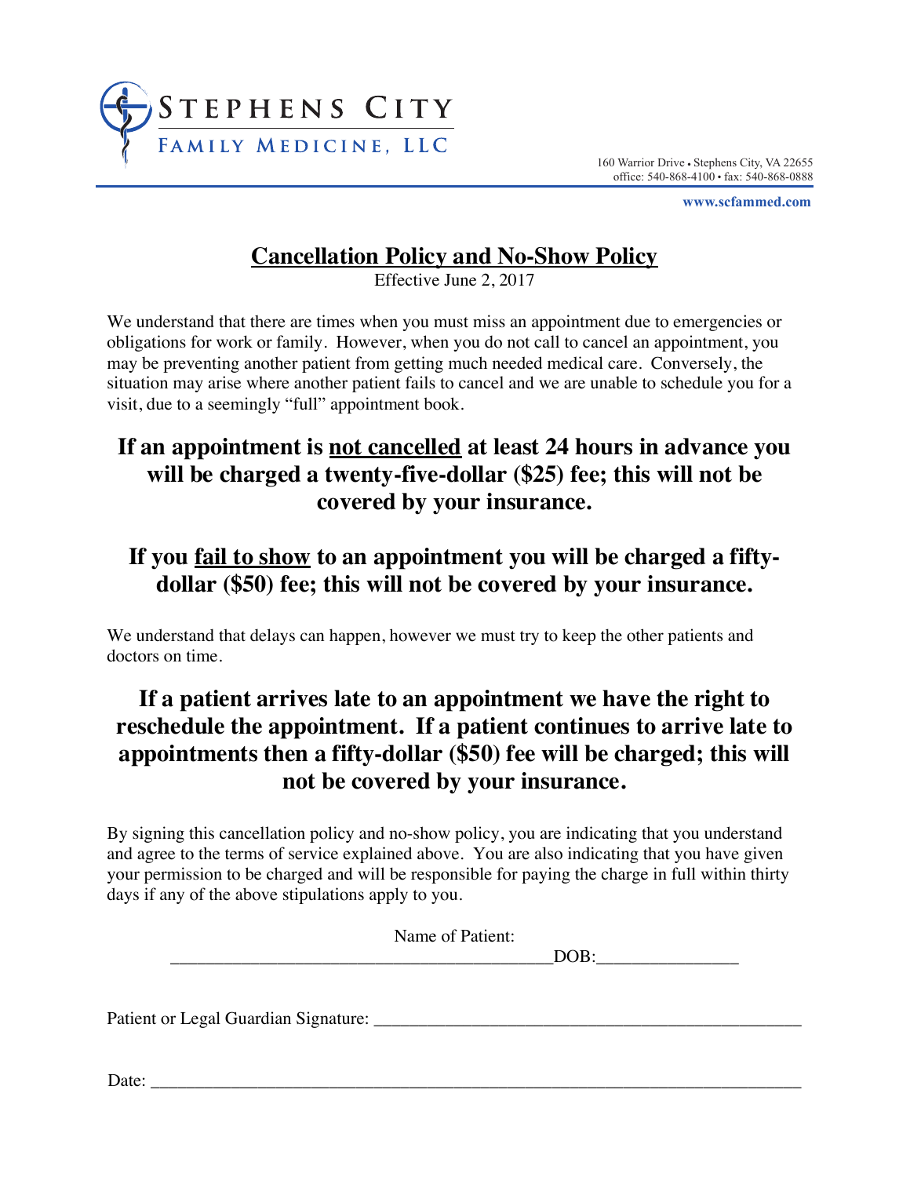# STEPHENS CITY
## FAMILY MEDICINE, LLC

160 Warrior Drive • Stephens City, VA 22655
office: 540-868-4100 • fax: 540-868-0888

**www.scfammed.com**

## Cancellation Policy and No-Show Policy

Effective June 2, 2017

We understand that there are times when you must miss an appointment due to emergencies or obligations for work or family. However, when you do not call to cancel an appointment, you may be preventing another patient from getting much needed medical care. Conversely, the situation may arise where another patient fails to cancel and we are unable to schedule you for a visit, due to a seemingly "full" appointment book.

**If an appointment is <u>not cancelled</u> at least 24 hours in advance you will be charged a twenty-five-dollar ($25) fee; this will not be covered by your insurance.**

**If you <u>fail to show</u> to an appointment you will be charged a fifty-dollar ($50) fee; this will not be covered by your insurance.**

We understand that delays can happen, however we must try to keep the other patients and doctors on time.

**If a patient arrives late to an appointment we have the right to reschedule the appointment. If a patient continues to arrive late to appointments then a fifty-dollar ($50) fee will be charged; this will not be covered by your insurance.**

By signing this cancellation policy and no-show policy, you are indicating that you understand and agree to the terms of service explained above. You are also indicating that you have given your permission to be charged and will be responsible for paying the charge in full within thirty days if any of the above stipulations apply to you.

Name of Patient: ___________________________________________ DOB: _______________

Patient or Legal Guardian Signature: _________________________________________________

Date: ___________________________________________________________________________